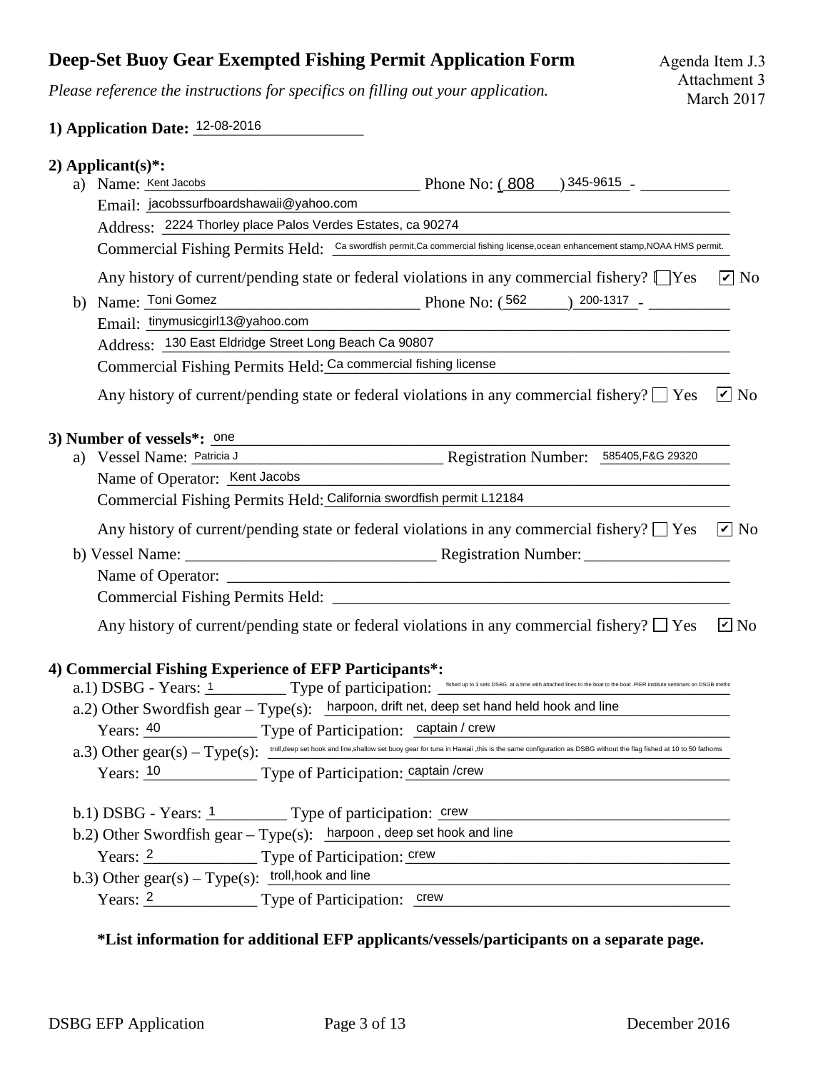# Deep-Set Buoy Gear Exempted Fishing Permit Application Form

Agenda Item J.3
Attachment 3
March 2017

*Please reference the instructions for specifics on filling out your application.*

**1) Application Date:** 12-08-2016

**2) Applicant(s)*:**

a) Name: Kent Jacobs Phone No: (808) 345-9615 -
Email: jacobssurfboardshawaii@yahoo.com
Address: 2224 Thorley place Palos Verdes Estates, ca 90274
Commercial Fishing Permits Held: Ca swordfish permit,Ca commercial fishing license,ocean enhancement stamp,NOAA HMS permit.

Any history of current/pending state or federal violations in any commercial fishery? ☐ Yes ☑ No

b) Name: Toni Gomez Phone No: (562) 200-1317 -
Email: tinymusicgirl13@yahoo.com
Address: 130 East Eldridge Street Long Beach Ca 90807
Commercial Fishing Permits Held: Ca commercial fishing license

Any history of current/pending state or federal violations in any commercial fishery? ☐ Yes ☑ No

**3) Number of vessels*:** one

a) Vessel Name: Patricia J Registration Number: 585405,F&G 29320
Name of Operator: Kent Jacobs
Commercial Fishing Permits Held: California swordfish permit L12184

Any history of current/pending state or federal violations in any commercial fishery? ☐ Yes ☑ No

b) Vessel Name: ______ Registration Number: ______
Name of Operator: ______
Commercial Fishing Permits Held: ______

Any history of current/pending state or federal violations in any commercial fishery? ☐ Yes ☑ No

**4) Commercial Fishing Experience of EFP Participants*:**

a.1) DSBG - Years: 1 Type of participation: fished up to 3 sets DSBG at a time with attached lines to the boat to the boat .PIER institute seminars on DSGB metho

a.2) Other Swordfish gear – Type(s): harpoon, drift net, deep set hand held hook and line
Years: 40 Type of Participation: captain / crew

a.3) Other gear(s) – Type(s): troll,deep set hook and line,shallow set buoy gear for tuna in Hawaii ,this is the same configuration as DSBG without the flag fished at 10 to 50 fathoms
Years: 10 Type of Participation: captain /crew

b.1) DSBG - Years: 1 Type of participation: crew

b.2) Other Swordfish gear – Type(s): harpoon , deep set hook and line
Years: 2 Type of Participation: crew

b.3) Other gear(s) – Type(s): troll,hook and line
Years: 2 Type of Participation: crew

**\*List information for additional EFP applicants/vessels/participants on a separate page.**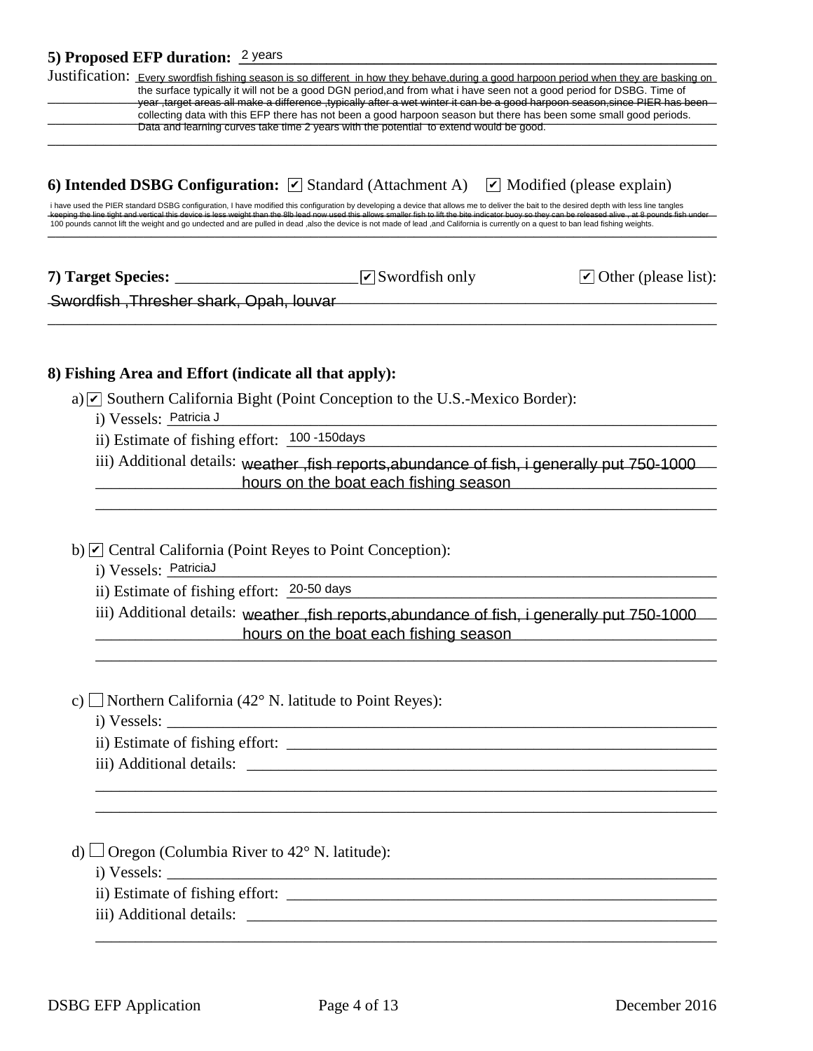**5) Proposed EFP duration:** 2 years

Justification: Every swordfish fishing season is so different in how they behave,during a good harpoon period when they are basking on the surface typically it will not be a good DGN period,and from what i have seen not a good period for DSBG. Time of year ,target areas all make a difference ,typically after a wet winter it can be a good harpoon season,since PIER has been collecting data with this EFP there has not been a good harpoon season but there has been some small good periods. Data and learning curves take time 2 years with the potential to extend would be good.

**6) Intended DSBG Configuration:** ☑ Standard (Attachment A) ☑ Modified (please explain)

i have used the PIER standard DSBG configuration, I have modified this configuration by developing a device that allows me to deliver the bait to the desired depth with less line tangles keeping the line tight and vertical this device is less weight than the 8lb lead now used this allows smaller fish to lift the bite indicator buoy so they can be released alive , at 8 pounds fish under 100 pounds cannot lift the weight and go undected and are pulled in dead ,also the device is not made of lead ,and California is currently on a quest to ban lead fishing weights.

**7) Target Species:** ☑ Swordfish only ☑ Other (please list):

Swordfish ,Thresher shark, Opah, louvar

**8) Fishing Area and Effort (indicate all that apply):**

a) ☑ Southern California Bight (Point Conception to the U.S.-Mexico Border):

i) Vessels: Patricia J

ii) Estimate of fishing effort: 100 -150days

iii) Additional details: weather ,fish reports,abundance of fish, i generally put 750-1000 hours on the boat each fishing season

b) ☑ Central California (Point Reyes to Point Conception):

i) Vessels: PatriciaJ

ii) Estimate of fishing effort: 20-50 days

iii) Additional details: weather ,fish reports,abundance of fish, i generally put 750-1000 hours on the boat each fishing season

c) ☐ Northern California (42° N. latitude to Point Reyes):

i) Vessels:

ii) Estimate of fishing effort:

iii) Additional details:

d) ☐ Oregon (Columbia River to 42° N. latitude):

i) Vessels:

ii) Estimate of fishing effort:

iii) Additional details: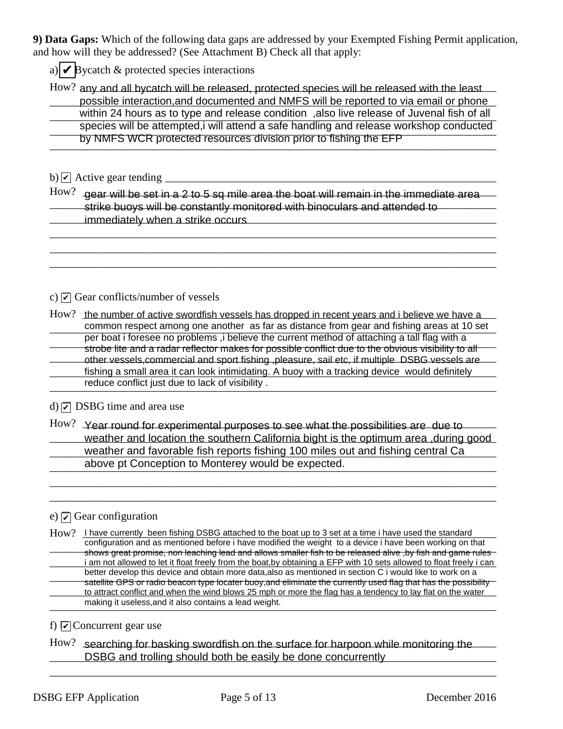**9) Data Gaps:** Which of the following data gaps are addressed by your Exempted Fishing Permit application, and how will they be addressed? (See Attachment B) Check all that apply:

a) ☑ Bycatch & protected species interactions

How? any and all bycatch will be released, protected species will be released with the least possible interaction,and documented and NMFS will be reported to via email or phone within 24 hours as to type and release condition ,also live release of Juvenal fish of all species will be attempted,i will attend a safe handling and release workshop conducted by NMFS WCR protected resources division prior to fishing the EFP

b) ☑ Active gear tending

How? gear will be set in a 2 to 5 sq mile area the boat will remain in the immediate area strike buoys will be constantly monitored with binoculars and attended to immediately when a strike occurs

c) ☑ Gear conflicts/number of vessels

How? the number of active swordfish vessels has dropped in recent years and i believe we have a common respect among one another as far as distance from gear and fishing areas at 10 set per boat i foresee no problems ,i believe the current method of attaching a tall flag with a strobe lite and a radar reflector makes for possible conflict due to the obvious visibility to all other vessels,commercial and sport fishing ,pleasure, sail etc, if multiple DSBG vessels are fishing a small area it can look intimidating. A buoy with a tracking device would definitely reduce conflict just due to lack of visibility .

d) ☑ DSBG time and area use

How? Year round for experimental purposes to see what the possibilities are due to weather and location the southern California bight is the optimum area ,during good weather and favorable fish reports fishing 100 miles out and fishing central Ca above pt Conception to Monterey would be expected.

e) ☑ Gear configuration

How? I have currently been fishing DSBG attached to the boat up to 3 set at a time i have used the standard configuration and as mentioned before i have modified the weight to a device i have been working on that shows great promise, non leaching lead and allows smaller fish to be released alive ,by fish and game rules i am not allowed to let it float freely from the boat,by obtaining a EFP with 10 sets allowed to float freely i can better develop this device and obtain more data,also as mentioned in section C i would like to work on a satellite GPS or radio beacon type locater buoy,and eliminate the currently used flag that has the possibility to attract conflict and when the wind blows 25 mph or more the flag has a tendency to lay flat on the water making it useless,and it also contains a lead weight.

f) ☑ Concurrent gear use

How? searching for basking swordfish on the surface for harpoon while monitoring the DSBG and trolling should both be easily be done concurrently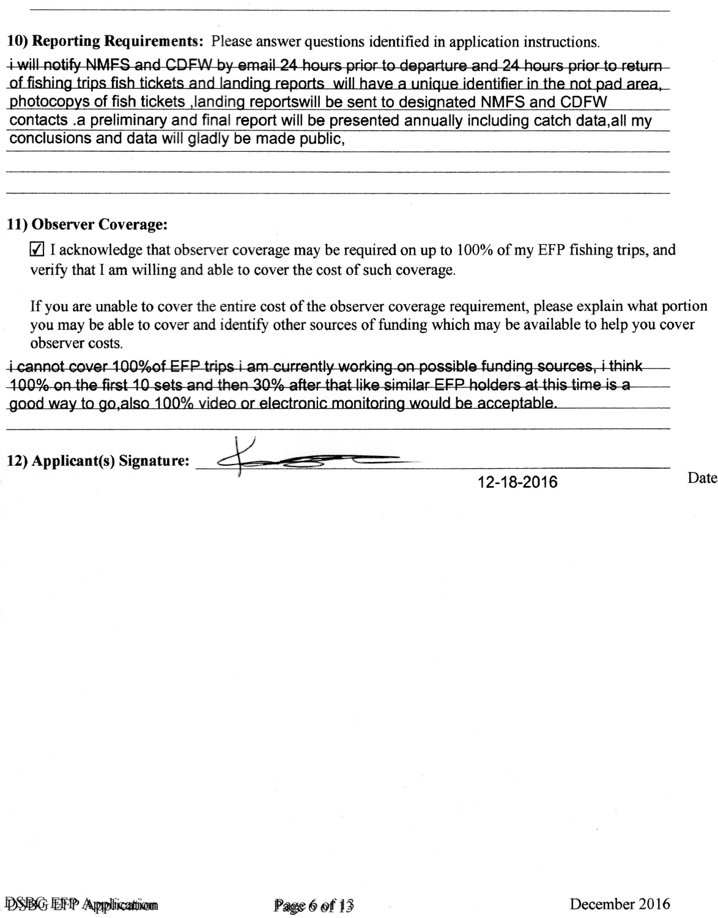**10) Reporting Requirements:** Please answer questions identified in application instructions.

i will notify NMFS and CDFW by email 24 hours prior to departure and 24 hours prior to return of fishing trips fish tickets and landing reports will have a unique identifier in the not pad area, photocopys of fish tickets ,landing reportswill be sent to designated NMFS and CDFW contacts .a preliminary and final report will be presented annually including catch data,all my conclusions and data will gladly be made public,

**11) Observer Coverage:**

☑ I acknowledge that observer coverage may be required on up to 100% of my EFP fishing trips, and verify that I am willing and able to cover the cost of such coverage.

If you are unable to cover the entire cost of the observer coverage requirement, please explain what portion you may be able to cover and identify other sources of funding which may be available to help you cover observer costs.

i cannot cover 100%of EFP trips i am currently working on possible funding sources, i think 100% on the first 10 sets and then 30% after that like similar EFP holders at this time is a good way to go,also 100% video or electronic monitoring would be acceptable.

**12) Applicant(s) Signature:** [signature] 12-18-2016 Date

DSBG EFP Application December 2016